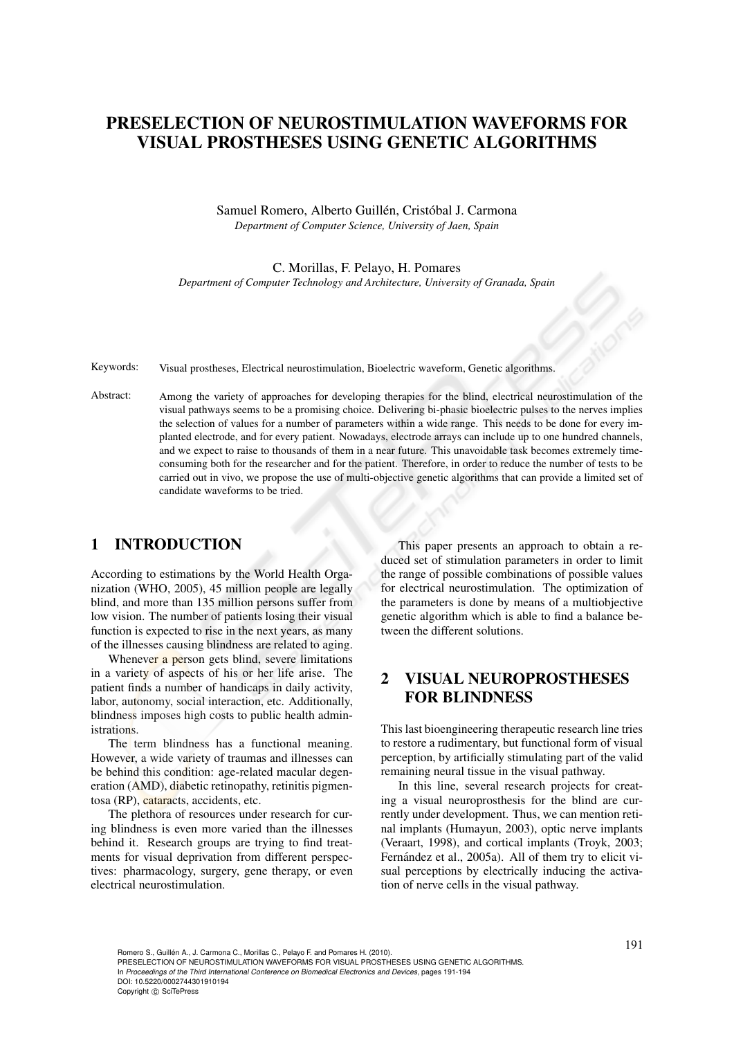# PRESELECTION OF NEUROSTIMULATION WAVEFORMS FOR VISUAL PROSTHESES USING GENETIC ALGORITHMS

Samuel Romero, Alberto Guillén, Cristóbal J. Carmona
*Department of Computer Science, University of Jaen, Spain*

C. Morillas, F. Pelayo, H. Pomares
*Department of Computer Technology and Architecture, University of Granada, Spain*

Keywords: Visual prostheses, Electrical neurostimulation, Bioelectric waveform, Genetic algorithms.

Abstract: Among the variety of approaches for developing therapies for the blind, electrical neurostimulation of the visual pathways seems to be a promising choice. Delivering bi-phasic bioelectric pulses to the nerves implies the selection of values for a number of parameters within a wide range. This needs to be done for every implanted electrode, and for every patient. Nowadays, electrode arrays can include up to one hundred channels, and we expect to raise to thousands of them in a near future. This unavoidable task becomes extremely time-consuming both for the researcher and for the patient. Therefore, in order to reduce the number of tests to be carried out in vivo, we propose the use of multi-objective genetic algorithms that can provide a limited set of candidate waveforms to be tried.

## 1 INTRODUCTION

According to estimations by the World Health Organization (WHO, 2005), 45 million people are legally blind, and more than 135 million persons suffer from low vision. The number of patients losing their visual function is expected to rise in the next years, as many of the illnesses causing blindness are related to aging.

Whenever a person gets blind, severe limitations in a variety of aspects of his or her life arise. The patient finds a number of handicaps in daily activity, labor, autonomy, social interaction, etc. Additionally, blindness imposes high costs to public health administrations.

The term blindness has a functional meaning. However, a wide variety of traumas and illnesses can be behind this condition: age-related macular degeneration (AMD), diabetic retinopathy, retinitis pigmentosa (RP), cataracts, accidents, etc.

The plethora of resources under research for curing blindness is even more varied than the illnesses behind it. Research groups are trying to find treatments for visual deprivation from different perspectives: pharmacology, surgery, gene therapy, or even electrical neurostimulation.

This paper presents an approach to obtain a reduced set of stimulation parameters in order to limit the range of possible combinations of possible values for electrical neurostimulation. The optimization of the parameters is done by means of a multiobjective genetic algorithm which is able to find a balance between the different solutions.

## 2 VISUAL NEUROPROSTHESES FOR BLINDNESS

This last bioengineering therapeutic research line tries to restore a rudimentary, but functional form of visual perception, by artificially stimulating part of the valid remaining neural tissue in the visual pathway.

In this line, several research projects for creating a visual neuroprosthesis for the blind are currently under development. Thus, we can mention retinal implants (Humayun, 2003), optic nerve implants (Veraart, 1998), and cortical implants (Troyk, 2003; Fernández et al., 2005a). All of them try to elicit visual perceptions by electrically inducing the activation of nerve cells in the visual pathway.

Romero S., Guillén A., J. Carmona C., Morillas C., Pelayo F. and Pomares H. (2010).
PRESELECTION OF NEUROSTIMULATION WAVEFORMS FOR VISUAL PROSTHESES USING GENETIC ALGORITHMS.
In *Proceedings of the Third International Conference on Biomedical Electronics and Devices*, pages 191-194
DOI: 10.5220/0002744301910194
Copyright © SciTePress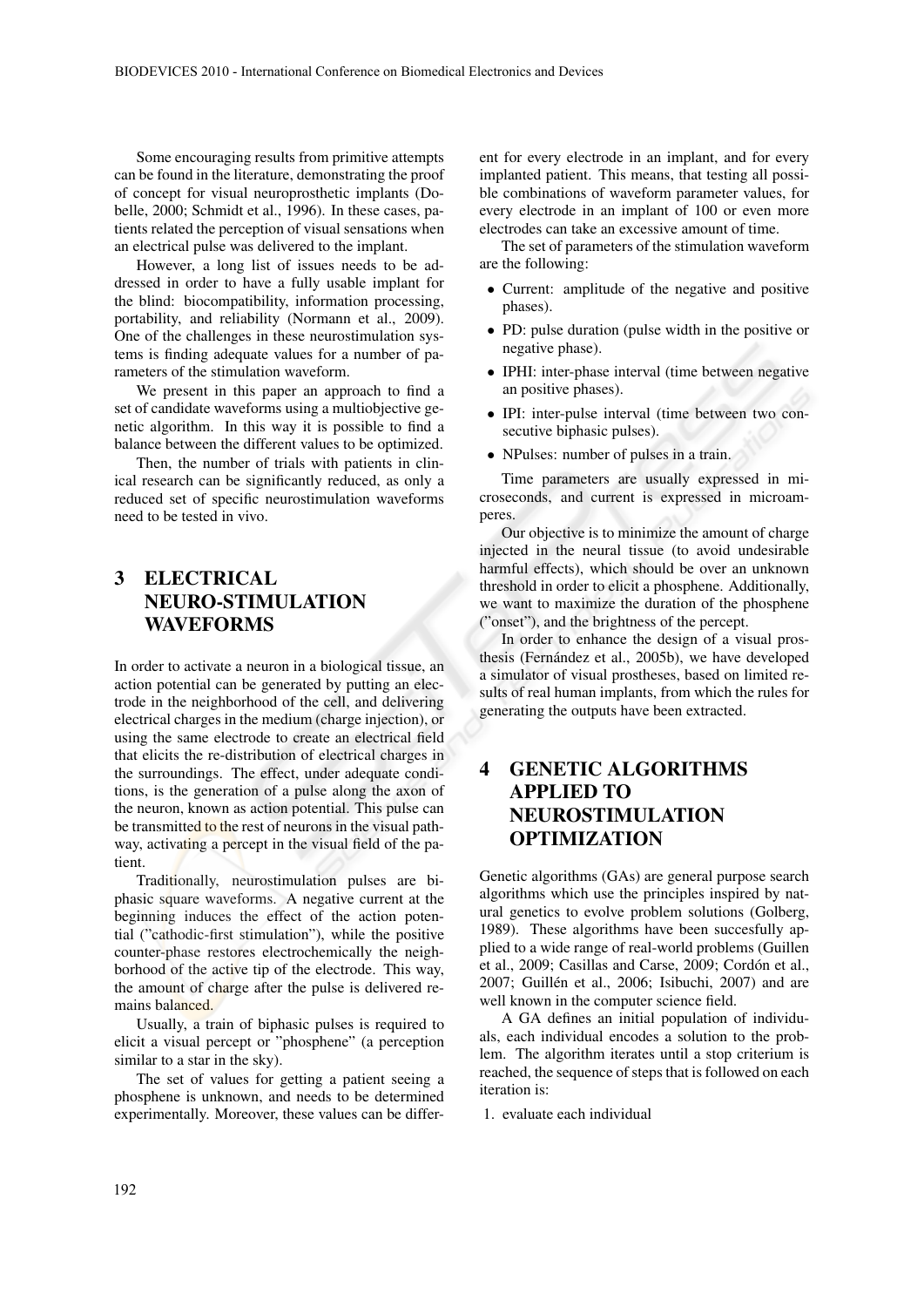Some encouraging results from primitive attempts can be found in the literature, demonstrating the proof of concept for visual neuroprosthetic implants (Dobelle, 2000; Schmidt et al., 1996). In these cases, patients related the perception of visual sensations when an electrical pulse was delivered to the implant.

However, a long list of issues needs to be addressed in order to have a fully usable implant for the blind: biocompatibility, information processing, portability, and reliability (Normann et al., 2009). One of the challenges in these neurostimulation systems is finding adequate values for a number of parameters of the stimulation waveform.

We present in this paper an approach to find a set of candidate waveforms using a multiobjective genetic algorithm. In this way it is possible to find a balance between the different values to be optimized.

Then, the number of trials with patients in clinical research can be significantly reduced, as only a reduced set of specific neurostimulation waveforms need to be tested in vivo.

# 3 ELECTRICAL NEURO-STIMULATION WAVEFORMS

In order to activate a neuron in a biological tissue, an action potential can be generated by putting an electrode in the neighborhood of the cell, and delivering electrical charges in the medium (charge injection), or using the same electrode to create an electrical field that elicits the re-distribution of electrical charges in the surroundings. The effect, under adequate conditions, is the generation of a pulse along the axon of the neuron, known as action potential. This pulse can be transmitted to the rest of neurons in the visual pathway, activating a percept in the visual field of the patient.

Traditionally, neurostimulation pulses are biphasic square waveforms. A negative current at the beginning induces the effect of the action potential ("cathodic-first stimulation"), while the positive counter-phase restores electrochemically the neighborhood of the active tip of the electrode. This way, the amount of charge after the pulse is delivered remains balanced.

Usually, a train of biphasic pulses is required to elicit a visual percept or "phosphene" (a perception similar to a star in the sky).

The set of values for getting a patient seeing a phosphene is unknown, and needs to be determined experimentally. Moreover, these values can be different for every electrode in an implant, and for every implanted patient. This means, that testing all possible combinations of waveform parameter values, for every electrode in an implant of 100 or even more electrodes can take an excessive amount of time.

The set of parameters of the stimulation waveform are the following:

- Current: amplitude of the negative and positive phases).
- PD: pulse duration (pulse width in the positive or negative phase).
- IPHI: inter-phase interval (time between negative an positive phases).
- IPI: inter-pulse interval (time between two consecutive biphasic pulses).
- NPulses: number of pulses in a train.

Time parameters are usually expressed in microseconds, and current is expressed in microamperes.

Our objective is to minimize the amount of charge injected in the neural tissue (to avoid undesirable harmful effects), which should be over an unknown threshold in order to elicit a phosphene. Additionally, we want to maximize the duration of the phosphene ("onset"), and the brightness of the percept.

In order to enhance the design of a visual prosthesis (Fernández et al., 2005b), we have developed a simulator of visual prostheses, based on limited results of real human implants, from which the rules for generating the outputs have been extracted.

# 4 GENETIC ALGORITHMS APPLIED TO NEUROSTIMULATION OPTIMIZATION

Genetic algorithms (GAs) are general purpose search algorithms which use the principles inspired by natural genetics to evolve problem solutions (Golberg, 1989). These algorithms have been succesfully applied to a wide range of real-world problems (Guillen et al., 2009; Casillas and Carse, 2009; Cordón et al., 2007; Guillén et al., 2006; Isibuchi, 2007) and are well known in the computer science field.

A GA defines an initial population of individuals, each individual encodes a solution to the problem. The algorithm iterates until a stop criterium is reached, the sequence of steps that is followed on each iteration is:

1. evaluate each individual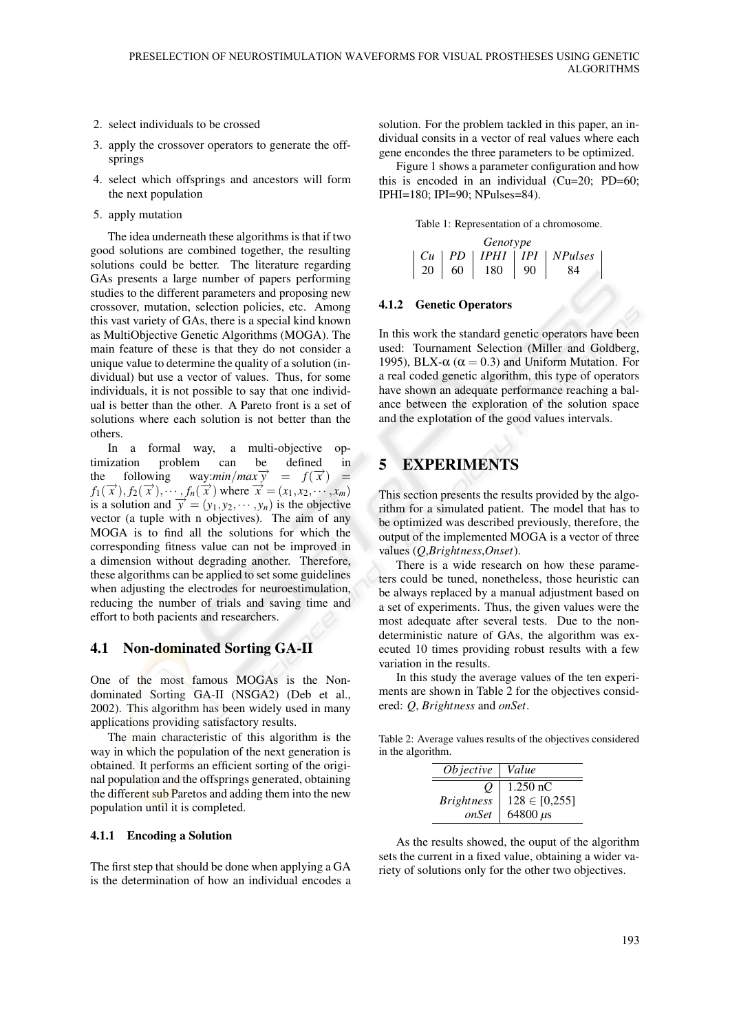2. select individuals to be crossed
3. apply the crossover operators to generate the offsprings
4. select which offsprings and ancestors will form the next population
5. apply mutation

The idea underneath these algorithms is that if two good solutions are combined together, the resulting solutions could be better. The literature regarding GAs presents a large number of papers performing studies to the different parameters and proposing new crossover, mutation, selection policies, etc. Among this vast variety of GAs, there is a special kind known as MultiObjective Genetic Algorithms (MOGA). The main feature of these is that they do not consider a unique value to determine the quality of a solution (individual) but use a vector of values. Thus, for some individuals, it is not possible to say that one individual is better than the other. A Pareto front is a set of solutions where each solution is not better than the others.

In a formal way, a multi-objective optimization problem can be defined in the following way:$min/max\,\overrightarrow{y} = f(\overrightarrow{x}) = f_1(\overrightarrow{x}), f_2(\overrightarrow{x}), \cdots, f_n(\overrightarrow{x})$ where $\overrightarrow{x} = (x_1, x_2, \cdots, x_m)$ is a solution and $\overrightarrow{y} = (y_1, y_2, \cdots, y_n)$ is the objective vector (a tuple with n objectives). The aim of any MOGA is to find all the solutions for which the corresponding fitness value can not be improved in a dimension without degrading another. Therefore, these algorithms can be applied to set some guidelines when adjusting the electrodes for neuroestimulation, reducing the number of trials and saving time and effort to both pacients and researchers.

## 4.1 Non-dominated Sorting GA-II

One of the most famous MOGAs is the Non-dominated Sorting GA-II (NSGA2) (Deb et al., 2002). This algorithm has been widely used in many applications providing satisfactory results.

The main characteristic of this algorithm is the way in which the population of the next generation is obtained. It performs an efficient sorting of the original population and the offsprings generated, obtaining the different sub Paretos and adding them into the new population until it is completed.

### 4.1.1 Encoding a Solution

The first step that should be done when applying a GA is the determination of how an individual encodes a solution. For the problem tackled in this paper, an individual consits in a vector of real values where each gene encondes the three parameters to be optimized.

Figure 1 shows a parameter configuration and how this is encoded in an individual (Cu=20; PD=60; IPHI=180; IPI=90; NPulses=84).

Table 1: Representation of a chromosome.

| *Genotype* | | | | |
|---|---|---|---|---|
| *Cu* | *PD* | *IPHI* | *IPI* | *NPulses* |
| 20 | 60 | 180 | 90 | 84 |

### 4.1.2 Genetic Operators

In this work the standard genetic operators have been used: Tournament Selection (Miller and Goldberg, 1995), BLX-$\alpha$ ($\alpha = 0.3$) and Uniform Mutation. For a real coded genetic algorithm, this type of operators have shown an adequate performance reaching a balance between the exploration of the solution space and the explotation of the good values intervals.

# 5 EXPERIMENTS

This section presents the results provided by the algorithm for a simulated patient. The model that has to be optimized was described previously, therefore, the output of the implemented MOGA is a vector of three values (*Q*,*Brightness*,*Onset*).

There is a wide research on how these parameters could be tuned, nonetheless, those heuristic can be always replaced by a manual adjustment based on a set of experiments. Thus, the given values were the most adequate after several tests. Due to the non-deterministic nature of GAs, the algorithm was executed 10 times providing robust results with a few variation in the results.

In this study the average values of the ten experiments are shown in Table 2 for the objectives considered: *Q*, *Brightness* and *onSet*.

Table 2: Average values results of the objectives considered in the algorithm.

| *Objective* | *Value* |
|---|---|
| *Q* | 1.250 nC |
| *Brightness* | $128 \in [0,255]$ |
| *onSet* | 64800 $\mu$s |

As the results showed, the ouput of the algorithm sets the current in a fixed value, obtaining a wider variety of solutions only for the other two objectives.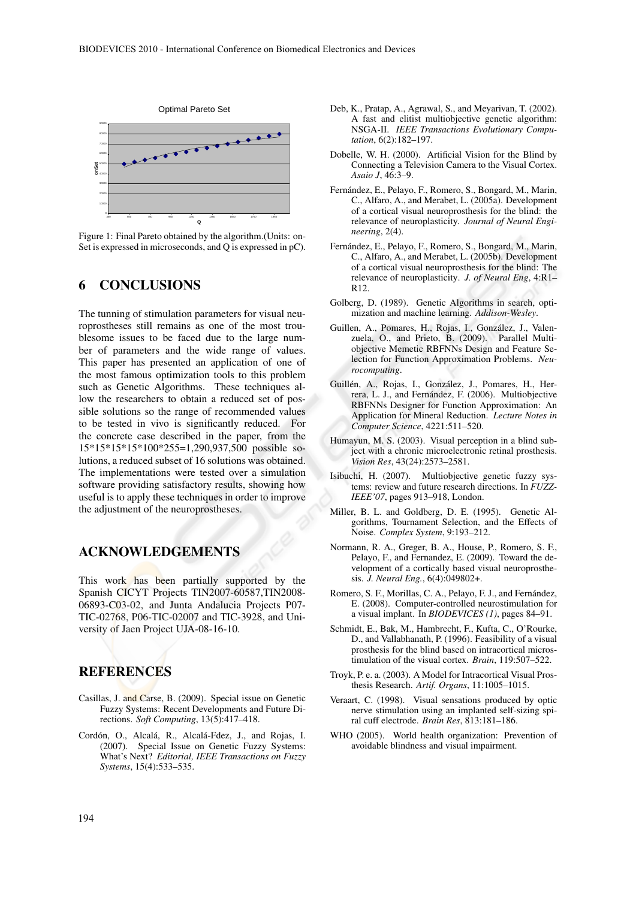Optimal Pareto Set

onSet

Q

Figure 1: Final Pareto obtained by the algorithm.(Units: onSet is expressed in microseconds, and Q is expressed in pC).

## 6 CONCLUSIONS

The tunning of stimulation parameters for visual neuroprostheses still remains as one of the most troublesome issues to be faced due to the large number of parameters and the wide range of values. This paper has presented an application of one of the most famous optimization tools to this problem such as Genetic Algorithms. These techniques allow the researchers to obtain a reduced set of possible solutions so the range of recommended values to be tested in vivo is significantly reduced. For the concrete case described in the paper, from the 15*15*15*15*100*255=1,290,937,500 possible solutions, a reduced subset of 16 solutions was obtained. The implementations were tested over a simulation software providing satisfactory results, showing how useful is to apply these techniques in order to improve the adjustment of the neuroprostheses.

## ACKNOWLEDGEMENTS

This work has been partially supported by the Spanish CICYT Projects TIN2007-60587,TIN2008-06893-C03-02, and Junta Andalucia Projects P07-TIC-02768, P06-TIC-02007 and TIC-3928, and University of Jaen Project UJA-08-16-10.

## REFERENCES

Casillas, J. and Carse, B. (2009). Special issue on Genetic Fuzzy Systems: Recent Developments and Future Directions. *Soft Computing*, 13(5):417–418.

Cordón, O., Alcalá, R., Alcalá-Fdez, J., and Rojas, I. (2007). Special Issue on Genetic Fuzzy Systems: What's Next? *Editorial, IEEE Transactions on Fuzzy Systems*, 15(4):533–535.

Deb, K., Pratap, A., Agrawal, S., and Meyarivan, T. (2002). A fast and elitist multiobjective genetic algorithm: NSGA-II. *IEEE Transactions Evolutionary Computation*, 6(2):182–197.

Dobelle, W. H. (2000). Artificial Vision for the Blind by Connecting a Television Camera to the Visual Cortex. *Asaio J*, 46:3–9.

Fernández, E., Pelayo, F., Romero, S., Bongard, M., Marin, C., Alfaro, A., and Merabet, L. (2005a). Development of a cortical visual neuroprosthesis for the blind: the relevance of neuroplasticity. *Journal of Neural Engineering*, 2(4).

Fernández, E., Pelayo, F., Romero, S., Bongard, M., Marin, C., Alfaro, A., and Merabet, L. (2005b). Development of a cortical visual neuroprosthesis for the blind: The relevance of neuroplasticity. *J. of Neural Eng*, 4:R1–R12.

Golberg, D. (1989). Genetic Algorithms in search, optimization and machine learning. *Addison-Wesley*.

Guillen, A., Pomares, H., Rojas, I., González, J., Valenzuela, O., and Prieto, B. (2009). Parallel Multiobjective Memetic RBFNNs Design and Feature Selection for Function Approximation Problems. *Neurocomputing*.

Guillén, A., Rojas, I., González, J., Pomares, H., Herrera, L. J., and Fernández, F. (2006). Multiobjective RBFNNs Designer for Function Approximation: An Application for Mineral Reduction. *Lecture Notes in Computer Science*, 4221:511–520.

Humayun, M. S. (2003). Visual perception in a blind subject with a chronic microelectronic retinal prosthesis. *Vision Res*, 43(24):2573–2581.

Isibuchi, H. (2007). Multiobjective genetic fuzzy systems: review and future research directions. In *FUZZ-IEEE'07*, pages 913–918, London.

Miller, B. L. and Goldberg, D. E. (1995). Genetic Algorithms, Tournament Selection, and the Effects of Noise. *Complex System*, 9:193–212.

Normann, R. A., Greger, B. A., House, P., Romero, S. F., Pelayo, F., and Fernandez, E. (2009). Toward the development of a cortically based visual neuroprosthesis. *J. Neural Eng.*, 6(4):049802+.

Romero, S. F., Morillas, C. A., Pelayo, F. J., and Fernández, E. (2008). Computer-controlled neurostimulation for a visual implant. In *BIODEVICES (1)*, pages 84–91.

Schmidt, E., Bak, M., Hambrecht, F., Kufta, C., O'Rourke, D., and Vallabhanath, P. (1996). Feasibility of a visual prosthesis for the blind based on intracortical microstimulation of the visual cortex. *Brain*, 119:507–522.

Troyk, P. e. a. (2003). A Model for Intracortical Visual Prosthesis Research. *Artif. Organs*, 11:1005–1015.

Veraart, C. (1998). Visual sensations produced by optic nerve stimulation using an implanted self-sizing spiral cuff electrode. *Brain Res*, 813:181–186.

WHO (2005). World health organization: Prevention of avoidable blindness and visual impairment.